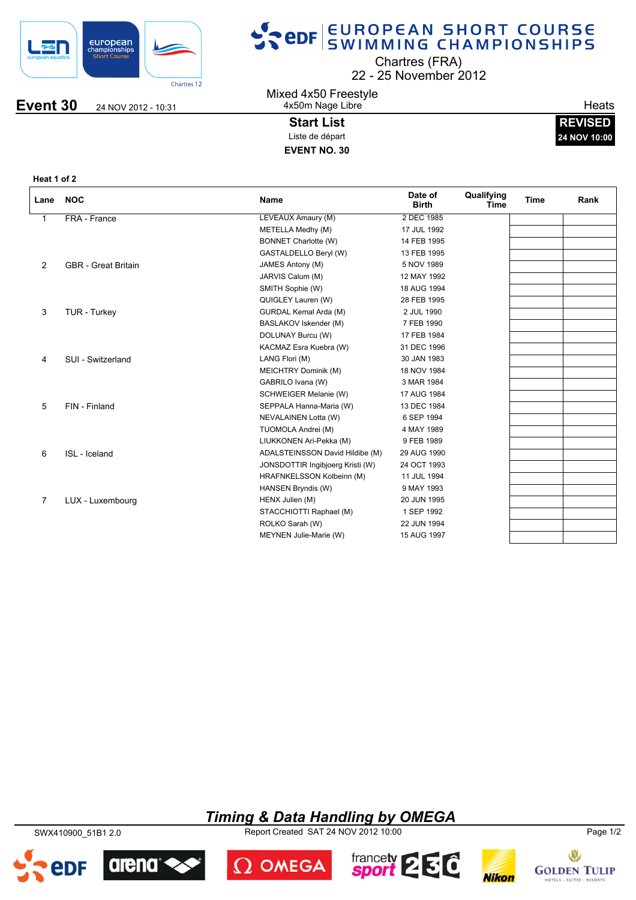# EUROPEAN SHORT COURSE SWIMMING CHAMPIONSHIPS

Chartres (FRA)
22 - 25 November 2012

**Event 30** 24 NOV 2012 - 10:31

Mixed 4x50 Freestyle
4x50m Nage Libre

Heats

## Start List
Liste de départ

**EVENT NO. 30**

**REVISED**
**24 NOV 10:00**

**Heat 1 of 2**

| Lane | NOC | Name | Date of Birth | Qualifying Time | Time | Rank |
|---|---|---|---|---|---|---|
| 1 | FRA - France | LEVEAUX Amaury (M) | 2 DEC 1985 | | | |
| | | METELLA Medhy (M) | 17 JUL 1992 | | | |
| | | BONNET Charlotte (W) | 14 FEB 1995 | | | |
| | | GASTALDELLO Beryl (W) | 13 FEB 1995 | | | |
| 2 | GBR - Great Britain | JAMES Antony (M) | 5 NOV 1989 | | | |
| | | JARVIS Calum (M) | 12 MAY 1992 | | | |
| | | SMITH Sophie (W) | 18 AUG 1994 | | | |
| | | QUIGLEY Lauren (W) | 28 FEB 1995 | | | |
| 3 | TUR - Turkey | GURDAL Kemal Arda (M) | 2 JUL 1990 | | | |
| | | BASLAKOV Iskender (M) | 7 FEB 1990 | | | |
| | | DOLUNAY Burcu (W) | 17 FEB 1984 | | | |
| | | KACMAZ Esra Kuebra (W) | 31 DEC 1996 | | | |
| 4 | SUI - Switzerland | LANG Flori (M) | 30 JAN 1983 | | | |
| | | MEICHTRY Dominik (M) | 18 NOV 1984 | | | |
| | | GABRILO Ivana (W) | 3 MAR 1984 | | | |
| | | SCHWEIGER Melanie (W) | 17 AUG 1984 | | | |
| 5 | FIN - Finland | SEPPALA Hanna-Maria (W) | 13 DEC 1984 | | | |
| | | NEVALAINEN Lotta (W) | 6 SEP 1994 | | | |
| | | TUOMOLA Andrei (M) | 4 MAY 1989 | | | |
| | | LIUKKONEN Ari-Pekka (M) | 9 FEB 1989 | | | |
| 6 | ISL - Iceland | ADALSTEINSSON David Hildibe (M) | 29 AUG 1990 | | | |
| | | JONSDOTTIR Ingibjoerg Kristi (W) | 24 OCT 1993 | | | |
| | | HRAFNKELSSON Kolbeinn (M) | 11 JUL 1994 | | | |
| | | HANSEN Bryndis (W) | 9 MAY 1993 | | | |
| 7 | LUX - Luxembourg | HENX Julien (M) | 20 JUN 1995 | | | |
| | | STACCHIOTTI Raphael (M) | 1 SEP 1992 | | | |
| | | ROLKO Sarah (W) | 22 JUN 1994 | | | |
| | | MEYNEN Julie-Marie (W) | 15 AUG 1997 | | | |

*Timing & Data Handling by OMEGA*

SWX410900_51B1 2.0 Report Created SAT 24 NOV 2012 10:00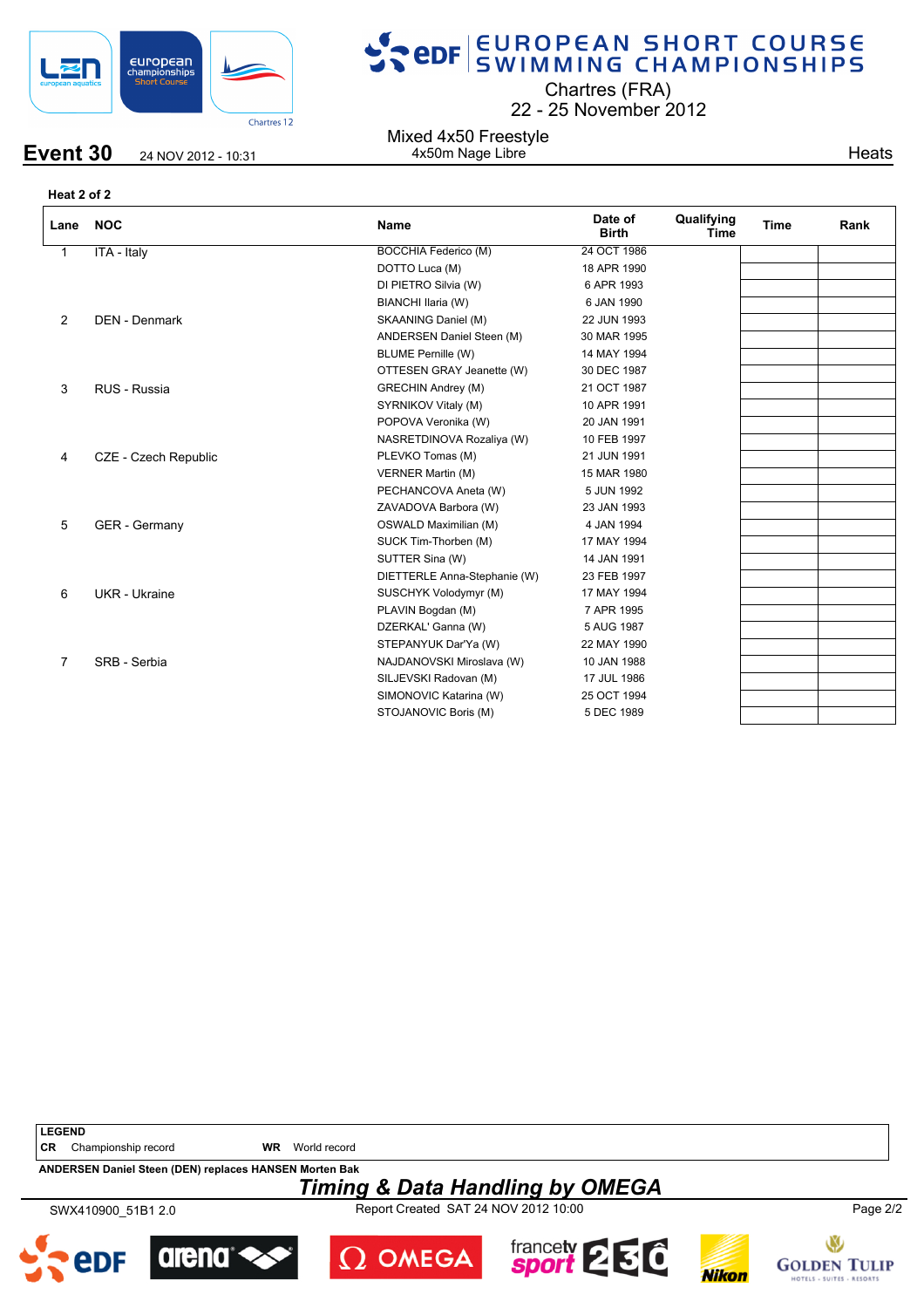# EUROPEAN SHORT COURSE SWIMMING CHAMPIONSHIPS

Chartres (FRA)
22 - 25 November 2012

**Event 30** 24 NOV 2012 - 10:31

Mixed 4x50 Freestyle
4x50m Nage Libre

Heats

**Heat 2 of 2**

| Lane | NOC | Name | Date of Birth | Qualifying Time | Time | Rank |
|---|---|---|---|---|---|---|
| 1 | ITA - Italy | BOCCHIA Federico (M) | 24 OCT 1986 | | | |
| | | DOTTO Luca (M) | 18 APR 1990 | | | |
| | | DI PIETRO Silvia (W) | 6 APR 1993 | | | |
| | | BIANCHI Ilaria (W) | 6 JAN 1990 | | | |
| 2 | DEN - Denmark | SKAANING Daniel (M) | 22 JUN 1993 | | | |
| | | ANDERSEN Daniel Steen (M) | 30 MAR 1995 | | | |
| | | BLUME Pernille (W) | 14 MAY 1994 | | | |
| | | OTTESEN GRAY Jeanette (W) | 30 DEC 1987 | | | |
| 3 | RUS - Russia | GRECHIN Andrey (M) | 21 OCT 1987 | | | |
| | | SYRNIKOV Vitaly (M) | 10 APR 1991 | | | |
| | | POPOVA Veronika (W) | 20 JAN 1991 | | | |
| | | NASRETDINOVA Rozaliya (W) | 10 FEB 1997 | | | |
| 4 | CZE - Czech Republic | PLEVKO Tomas (M) | 21 JUN 1991 | | | |
| | | VERNER Martin (M) | 15 MAR 1980 | | | |
| | | PECHANCOVA Aneta (W) | 5 JUN 1992 | | | |
| | | ZAVADOVA Barbora (W) | 23 JAN 1993 | | | |
| 5 | GER - Germany | OSWALD Maximilian (M) | 4 JAN 1994 | | | |
| | | SUCK Tim-Thorben (M) | 17 MAY 1994 | | | |
| | | SUTTER Sina (W) | 14 JAN 1991 | | | |
| | | DIETTERLE Anna-Stephanie (W) | 23 FEB 1997 | | | |
| 6 | UKR - Ukraine | SUSCHYK Volodymyr (M) | 17 MAY 1994 | | | |
| | | PLAVIN Bogdan (M) | 7 APR 1995 | | | |
| | | DZERKAL' Ganna (W) | 5 AUG 1987 | | | |
| | | STEPANYUK Dar'Ya (W) | 22 MAY 1990 | | | |
| 7 | SRB - Serbia | NAJDANOVSKI Miroslava (W) | 10 JAN 1988 | | | |
| | | SILJEVSKI Radovan (M) | 17 JUL 1986 | | | |
| | | SIMONOVIC Katarina (W) | 25 OCT 1994 | | | |
| | | STOJANOVIC Boris (M) | 5 DEC 1989 | | | |

**LEGEND**
**CR** Championship record **WR** World record

**ANDERSEN Daniel Steen (DEN) replaces HANSEN Morten Bak**

***Timing & Data Handling by OMEGA***

SWX410900_51B1 2.0 Report Created SAT 24 NOV 2012 10:00